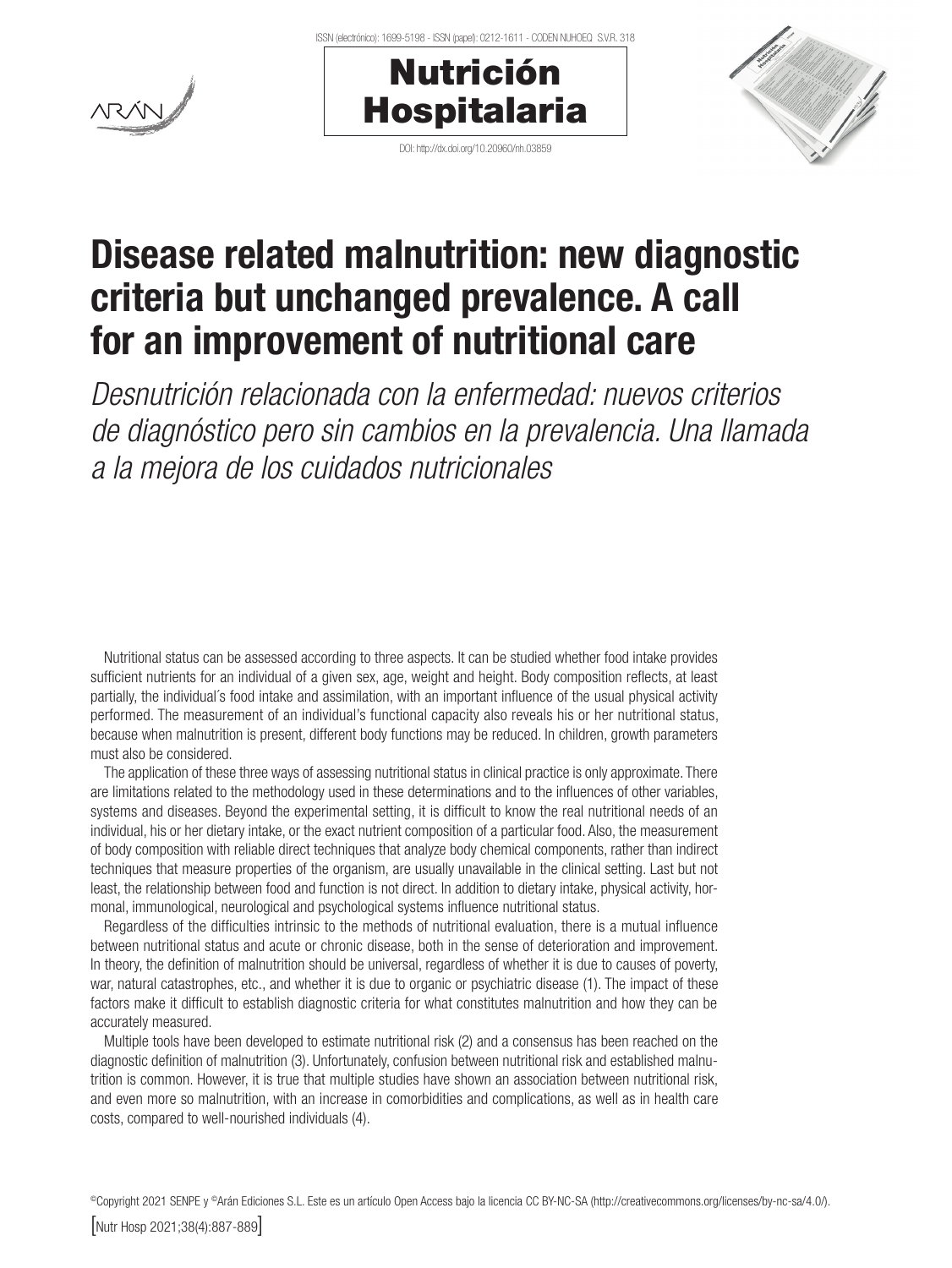# Disease related malnutrition: new diagnostic criteria but unchanged prevalence. A call for an improvement of nutritional care

*Desnutrición relacionada con la enfermedad: nuevos criterios de diagnóstico pero sin cambios en la prevalencia. Una llamada a la mejora de los cuidados nutricionales*

Nutritional status can be assessed according to three aspects. It can be studied whether food intake provides sufficient nutrients for an individual of a given sex, age, weight and height. Body composition reflects, at least partially, the individual´s food intake and assimilation, with an important influence of the usual physical activity performed. The measurement of an individual's functional capacity also reveals his or her nutritional status, because when malnutrition is present, different body functions may be reduced. In children, growth parameters must also be considered.

The application of these three ways of assessing nutritional status in clinical practice is only approximate. There are limitations related to the methodology used in these determinations and to the influences of other variables, systems and diseases. Beyond the experimental setting, it is difficult to know the real nutritional needs of an individual, his or her dietary intake, or the exact nutrient composition of a particular food. Also, the measurement of body composition with reliable direct techniques that analyze body chemical components, rather than indirect techniques that measure properties of the organism, are usually unavailable in the clinical setting. Last but not least, the relationship between food and function is not direct. In addition to dietary intake, physical activity, hormonal, immunological, neurological and psychological systems influence nutritional status.

Regardless of the difficulties intrinsic to the methods of nutritional evaluation, there is a mutual influence between nutritional status and acute or chronic disease, both in the sense of deterioration and improvement. In theory, the definition of malnutrition should be universal, regardless of whether it is due to causes of poverty, war, natural catastrophes, etc., and whether it is due to organic or psychiatric disease (1). The impact of these factors make it difficult to establish diagnostic criteria for what constitutes malnutrition and how they can be accurately measured.

Multiple tools have been developed to estimate nutritional risk (2) and a consensus has been reached on the diagnostic definition of malnutrition (3). Unfortunately, confusion between nutritional risk and established malnutrition is common. However, it is true that multiple studies have shown an association between nutritional risk, and even more so malnutrition, with an increase in comorbidities and complications, as well as in health care costs, compared to well-nourished individuals (4).

©Copyright 2021 SENPE y ©Arán Ediciones S.L. Este es un artículo Open Access bajo la licencia CC BY-NC-SA (http://creativecommons.org/licenses/by-nc-sa/4.0/).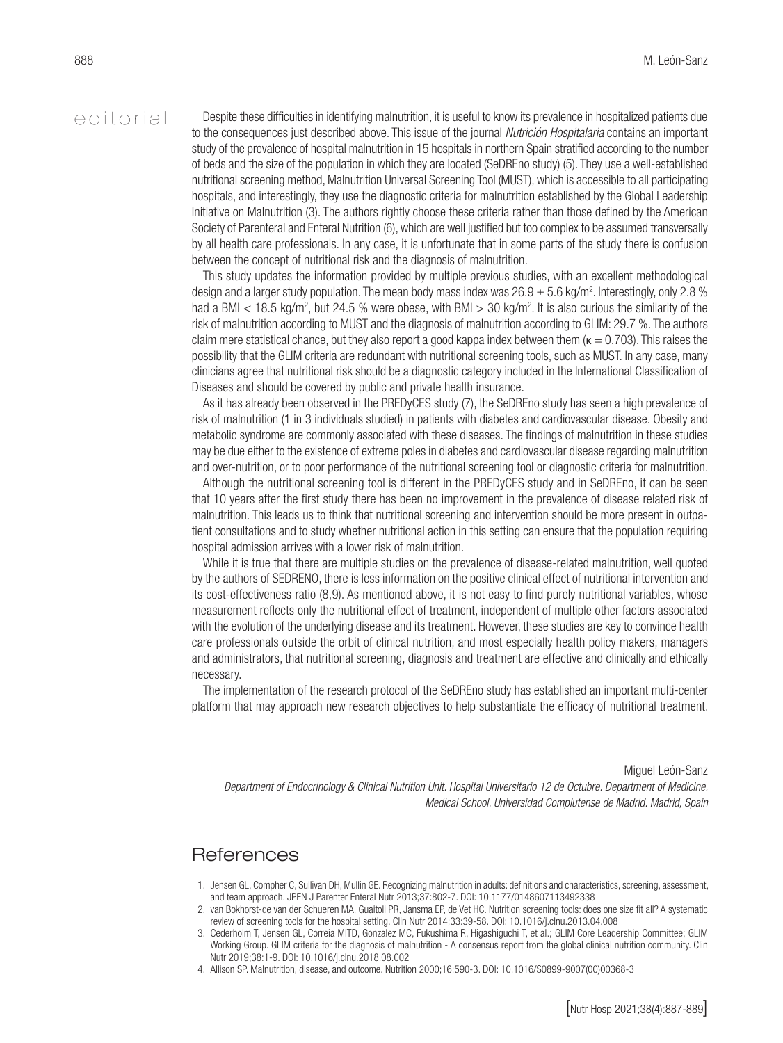Despite these difficulties in identifying malnutrition, it is useful to know its prevalence in hospitalized patients due to the consequences just described above. This issue of the journal *Nutrición Hospitalaria* contains an important study of the prevalence of hospital malnutrition in 15 hospitals in northern Spain stratified according to the number of beds and the size of the population in which they are located (SeDREno study) (5). They use a well-established nutritional screening method, Malnutrition Universal Screening Tool (MUST), which is accessible to all participating hospitals, and interestingly, they use the diagnostic criteria for malnutrition established by the Global Leadership Initiative on Malnutrition (3). The authors rightly choose these criteria rather than those defined by the American Society of Parenteral and Enteral Nutrition (6), which are well justified but too complex to be assumed transversally by all health care professionals. In any case, it is unfortunate that in some parts of the study there is confusion between the concept of nutritional risk and the diagnosis of malnutrition.

This study updates the information provided by multiple previous studies, with an excellent methodological design and a larger study population. The mean body mass index was $26.9 \pm 5.6$ kg/m$^2$. Interestingly, only 2.8 % had a BMI < 18.5 kg/m$^2$, but 24.5 % were obese, with BMI > 30 kg/m$^2$. It is also curious the similarity of the risk of malnutrition according to MUST and the diagnosis of malnutrition according to GLIM: 29.7 %. The authors claim mere statistical chance, but they also report a good kappa index between them ($\kappa = 0.703$). This raises the possibility that the GLIM criteria are redundant with nutritional screening tools, such as MUST. In any case, many clinicians agree that nutritional risk should be a diagnostic category included in the International Classification of Diseases and should be covered by public and private health insurance.

As it has already been observed in the PREDyCES study (7), the SeDREno study has seen a high prevalence of risk of malnutrition (1 in 3 individuals studied) in patients with diabetes and cardiovascular disease. Obesity and metabolic syndrome are commonly associated with these diseases. The findings of malnutrition in these studies may be due either to the existence of extreme poles in diabetes and cardiovascular disease regarding malnutrition and over-nutrition, or to poor performance of the nutritional screening tool or diagnostic criteria for malnutrition.

Although the nutritional screening tool is different in the PREDyCES study and in SeDREno, it can be seen that 10 years after the first study there has been no improvement in the prevalence of disease related risk of malnutrition. This leads us to think that nutritional screening and intervention should be more present in outpatient consultations and to study whether nutritional action in this setting can ensure that the population requiring hospital admission arrives with a lower risk of malnutrition.

While it is true that there are multiple studies on the prevalence of disease-related malnutrition, well quoted by the authors of SEDRENO, there is less information on the positive clinical effect of nutritional intervention and its cost-effectiveness ratio (8,9). As mentioned above, it is not easy to find purely nutritional variables, whose measurement reflects only the nutritional effect of treatment, independent of multiple other factors associated with the evolution of the underlying disease and its treatment. However, these studies are key to convince health care professionals outside the orbit of clinical nutrition, and most especially health policy makers, managers and administrators, that nutritional screening, diagnosis and treatment are effective and clinically and ethically necessary.

The implementation of the research protocol of the SeDREno study has established an important multi-center platform that may approach new research objectives to help substantiate the efficacy of nutritional treatment.

Miguel León-Sanz
*Department of Endocrinology & Clinical Nutrition Unit. Hospital Universitario 12 de Octubre. Department of Medicine. Medical School. Universidad Complutense de Madrid. Madrid, Spain*

## References

1. Jensen GL, Compher C, Sullivan DH, Mullin GE. Recognizing malnutrition in adults: definitions and characteristics, screening, assessment, and team approach. JPEN J Parenter Enteral Nutr 2013;37:802-7. DOI: 10.1177/0148607113492338
2. van Bokhorst-de van der Schueren MA, Guaitoli PR, Jansma EP, de Vet HC. Nutrition screening tools: does one size fit all? A systematic review of screening tools for the hospital setting. Clin Nutr 2014;33:39-58. DOI: 10.1016/j.clnu.2013.04.008
3. Cederholm T, Jensen GL, Correia MITD, Gonzalez MC, Fukushima R, Higashiguchi T, et al.; GLIM Core Leadership Committee; GLIM Working Group. GLIM criteria for the diagnosis of malnutrition - A consensus report from the global clinical nutrition community. Clin Nutr 2019;38:1-9. DOI: 10.1016/j.clnu.2018.08.002
4. Allison SP. Malnutrition, disease, and outcome. Nutrition 2000;16:590-3. DOI: 10.1016/S0899-9007(00)00368-3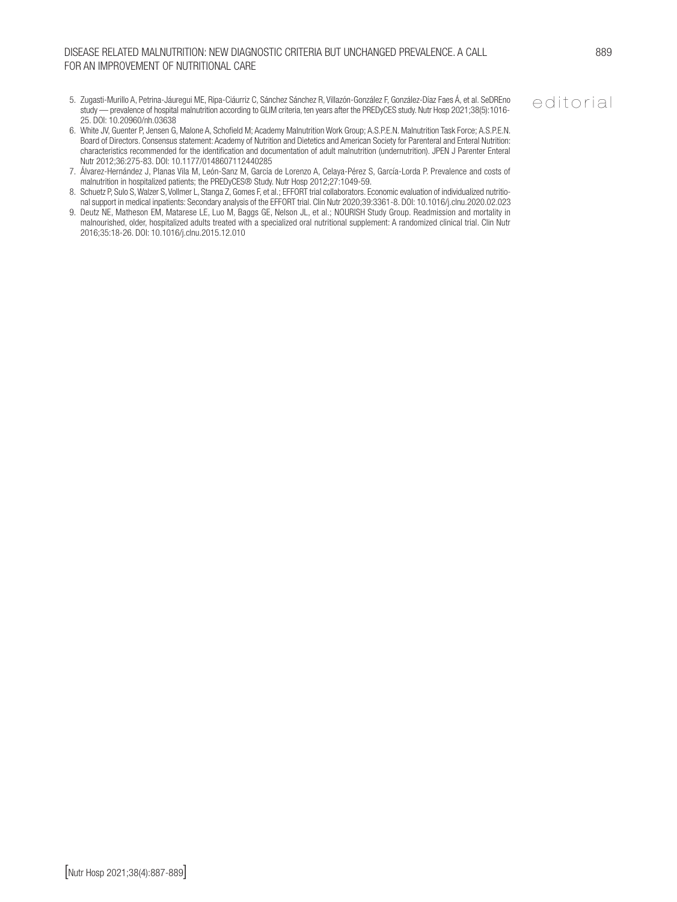5. Zugasti-Murillo A, Petrina-Jáuregui ME, Ripa-Ciáurriz C, Sánchez Sánchez R, Villazón-González F, González-Díaz Faes Á, et al. SeDREno study — prevalence of hospital malnutrition according to GLIM criteria, ten years after the PREDyCES study. Nutr Hosp 2021;38(5):1016-25. DOI: 10.20960/nh.03638
6. White JV, Guenter P, Jensen G, Malone A, Schofield M; Academy Malnutrition Work Group; A.S.P.E.N. Malnutrition Task Force; A.S.P.E.N. Board of Directors. Consensus statement: Academy of Nutrition and Dietetics and American Society for Parenteral and Enteral Nutrition: characteristics recommended for the identification and documentation of adult malnutrition (undernutrition). JPEN J Parenter Enteral Nutr 2012;36:275-83. DOI: 10.1177/0148607112440285
7. Álvarez-Hernández J, Planas Vila M, León-Sanz M, García de Lorenzo A, Celaya-Pérez S, García-Lorda P. Prevalence and costs of malnutrition in hospitalized patients; the PREDyCES® Study. Nutr Hosp 2012;27:1049-59.
8. Schuetz P, Sulo S, Walzer S, Vollmer L, Stanga Z, Gomes F, et al.; EFFORT trial collaborators. Economic evaluation of individualized nutritional support in medical inpatients: Secondary analysis of the EFFORT trial. Clin Nutr 2020;39:3361-8. DOI: 10.1016/j.clnu.2020.02.023
9. Deutz NE, Matheson EM, Matarese LE, Luo M, Baggs GE, Nelson JL, et al.; NOURISH Study Group. Readmission and mortality in malnourished, older, hospitalized adults treated with a specialized oral nutritional supplement: A randomized clinical trial. Clin Nutr 2016;35:18-26. DOI: 10.1016/j.clnu.2015.12.010